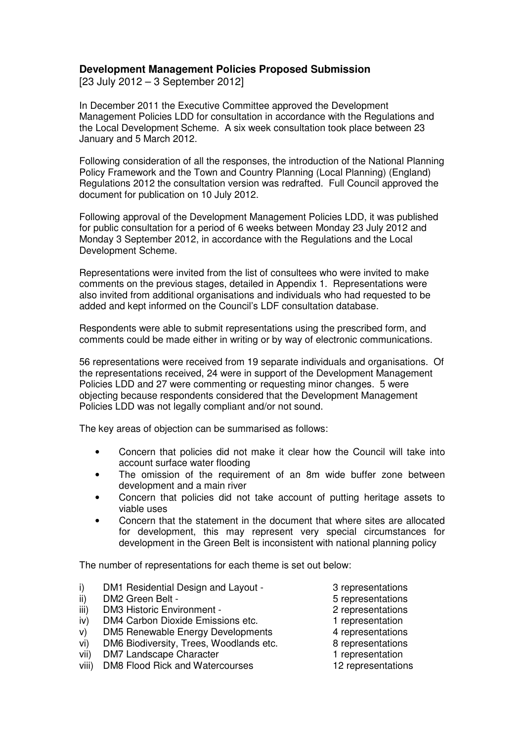## Development Management Policies Proposed Submission

[23 July 2012 – 3 September 2012]

In December 2011 the Executive Committee approved the Development Management Policies LDD for consultation in accordance with the Regulations and the Local Development Scheme. A six week consultation took place between 23 January and 5 March 2012.

Following consideration of all the responses, the introduction of the National Planning Policy Framework and the Town and Country Planning (Local Planning) (England) Regulations 2012 the consultation version was redrafted. Full Council approved the document for publication on 10 July 2012.

Following approval of the Development Management Policies LDD, it was published for public consultation for a period of 6 weeks between Monday 23 July 2012 and Monday 3 September 2012, in accordance with the Regulations and the Local Development Scheme.

Representations were invited from the list of consultees who were invited to make comments on the previous stages, detailed in Appendix 1. Representations were also invited from additional organisations and individuals who had requested to be added and kept informed on the Council's LDF consultation database.

Respondents were able to submit representations using the prescribed form, and comments could be made either in writing or by way of electronic communications.

56 representations were received from 19 separate individuals and organisations. Of the representations received, 24 were in support of the Development Management Policies LDD and 27 were commenting or requesting minor changes. 5 were objecting because respondents considered that the Development Management Policies LDD was not legally compliant and/or not sound.

The key areas of objection can be summarised as follows:

- Concern that policies did not make it clear how the Council will take into account surface water flooding
- The omission of the requirement of an 8m wide buffer zone between development and a main river
- Concern that policies did not take account of putting heritage assets to viable uses
- Concern that the statement in the document that where sites are allocated for development, this may represent very special circumstances for development in the Green Belt is inconsistent with national planning policy

The number of representations for each theme is set out below:

| | | |
|---|---|---|
| i) | DM1 Residential Design and Layout - | 3 representations |
| ii) | DM2 Green Belt - | 5 representations |
| iii) | DM3 Historic Environment - | 2 representations |
| iv) | DM4 Carbon Dioxide Emissions etc. | 1 representation |
| v) | DM5 Renewable Energy Developments | 4 representations |
| vi) | DM6 Biodiversity, Trees, Woodlands etc. | 8 representations |
| vii) | DM7 Landscape Character | 1 representation |
| viii) | DM8 Flood Rick and Watercourses | 12 representations |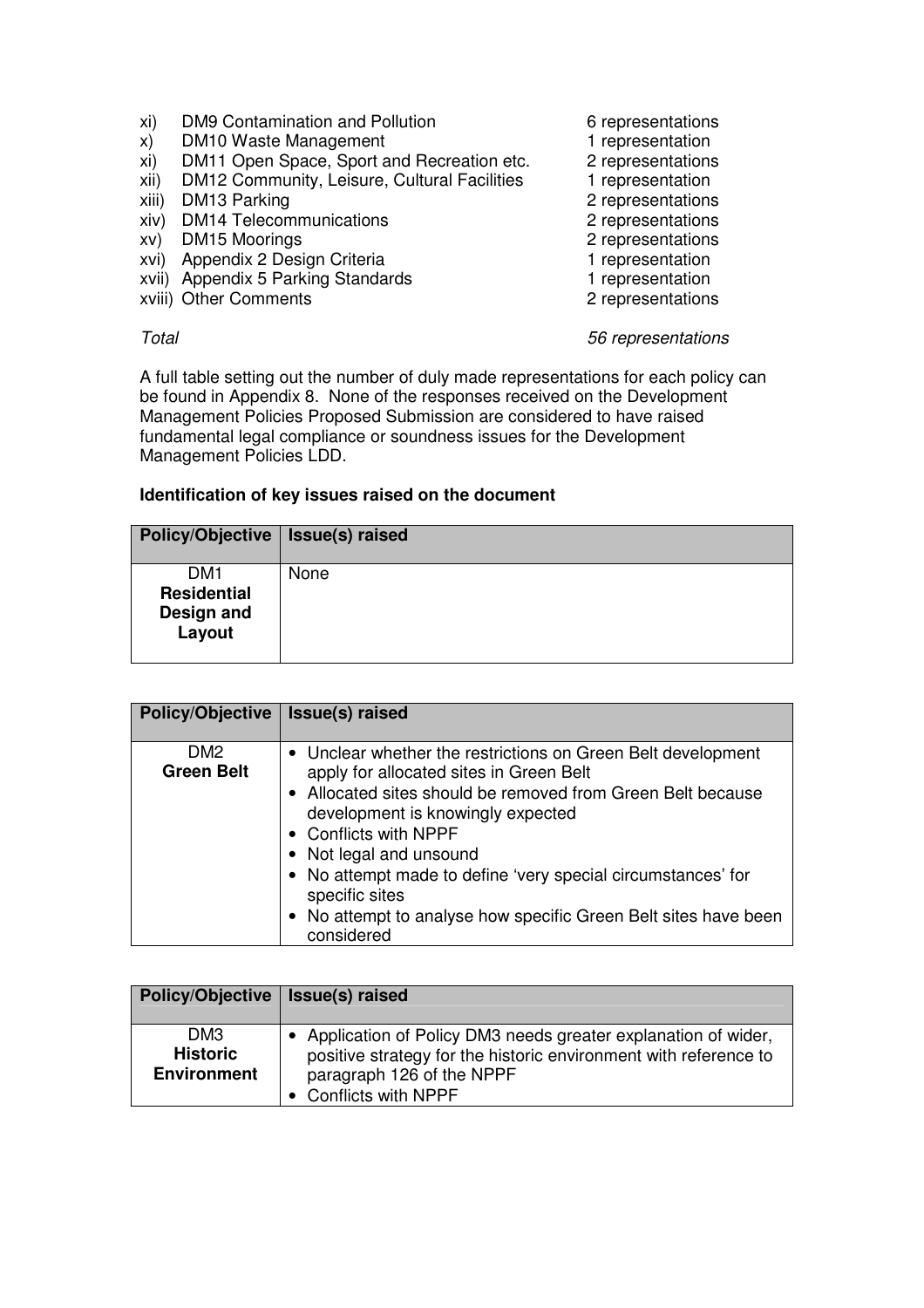xi) DM9 Contamination and Pollution — 6 representations
x) DM10 Waste Management — 1 representation
xi) DM11 Open Space, Sport and Recreation etc. — 2 representations
xii) DM12 Community, Leisure, Cultural Facilities — 1 representation
xiii) DM13 Parking — 2 representations
xiv) DM14 Telecommunications — 2 representations
xv) DM15 Moorings — 2 representations
xvi) Appendix 2 Design Criteria — 1 representation
xvii) Appendix 5 Parking Standards — 1 representation
xviii) Other Comments — 2 representations

*Total* — *56 representations*

A full table setting out the number of duly made representations for each policy can be found in Appendix 8. None of the responses received on the Development Management Policies Proposed Submission are considered to have raised fundamental legal compliance or soundness issues for the Development Management Policies LDD.

**Identification of key issues raised on the document**

| Policy/Objective | Issue(s) raised |
|---|---|
| DM1 **Residential Design and Layout** | None |

| Policy/Objective | Issue(s) raised |
|---|---|
| DM2 **Green Belt** | • Unclear whether the restrictions on Green Belt development apply for allocated sites in Green Belt<br>• Allocated sites should be removed from Green Belt because development is knowingly expected<br>• Conflicts with NPPF<br>• Not legal and unsound<br>• No attempt made to define 'very special circumstances' for specific sites<br>• No attempt to analyse how specific Green Belt sites have been considered |

| Policy/Objective | Issue(s) raised |
|---|---|
| DM3 **Historic Environment** | • Application of Policy DM3 needs greater explanation of wider, positive strategy for the historic environment with reference to paragraph 126 of the NPPF<br>• Conflicts with NPPF |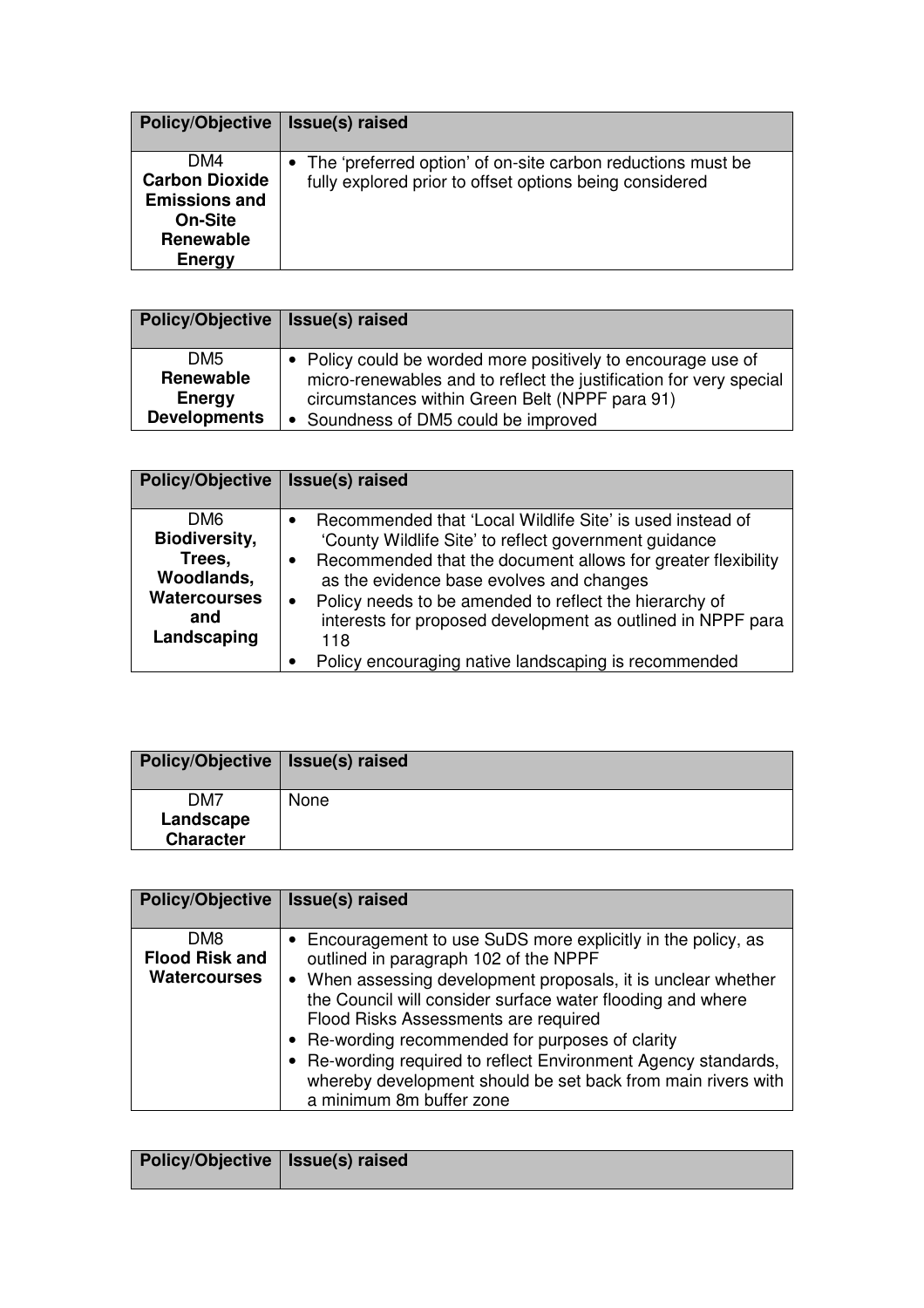| Policy/Objective | Issue(s) raised |
|---|---|
| DM4 **Carbon Dioxide Emissions and On-Site Renewable Energy** | • The 'preferred option' of on-site carbon reductions must be fully explored prior to offset options being considered |

| Policy/Objective | Issue(s) raised |
|---|---|
| DM5 **Renewable Energy Developments** | • Policy could be worded more positively to encourage use of micro-renewables and to reflect the justification for very special circumstances within Green Belt (NPPF para 91)<br>• Soundness of DM5 could be improved |

| Policy/Objective | Issue(s) raised |
|---|---|
| DM6 **Biodiversity, Trees, Woodlands, Watercourses and Landscaping** | • Recommended that 'Local Wildlife Site' is used instead of 'County Wildlife Site' to reflect government guidance<br>• Recommended that the document allows for greater flexibility as the evidence base evolves and changes<br>• Policy needs to be amended to reflect the hierarchy of interests for proposed development as outlined in NPPF para 118<br>• Policy encouraging native landscaping is recommended |

| Policy/Objective | Issue(s) raised |
|---|---|
| DM7 **Landscape Character** | None |

| Policy/Objective | Issue(s) raised |
|---|---|
| DM8 **Flood Risk and Watercourses** | • Encouragement to use SuDS more explicitly in the policy, as outlined in paragraph 102 of the NPPF<br>• When assessing development proposals, it is unclear whether the Council will consider surface water flooding and where Flood Risks Assessments are required<br>• Re-wording recommended for purposes of clarity<br>• Re-wording required to reflect Environment Agency standards, whereby development should be set back from main rivers with a minimum 8m buffer zone |

| Policy/Objective | Issue(s) raised |
|---|---|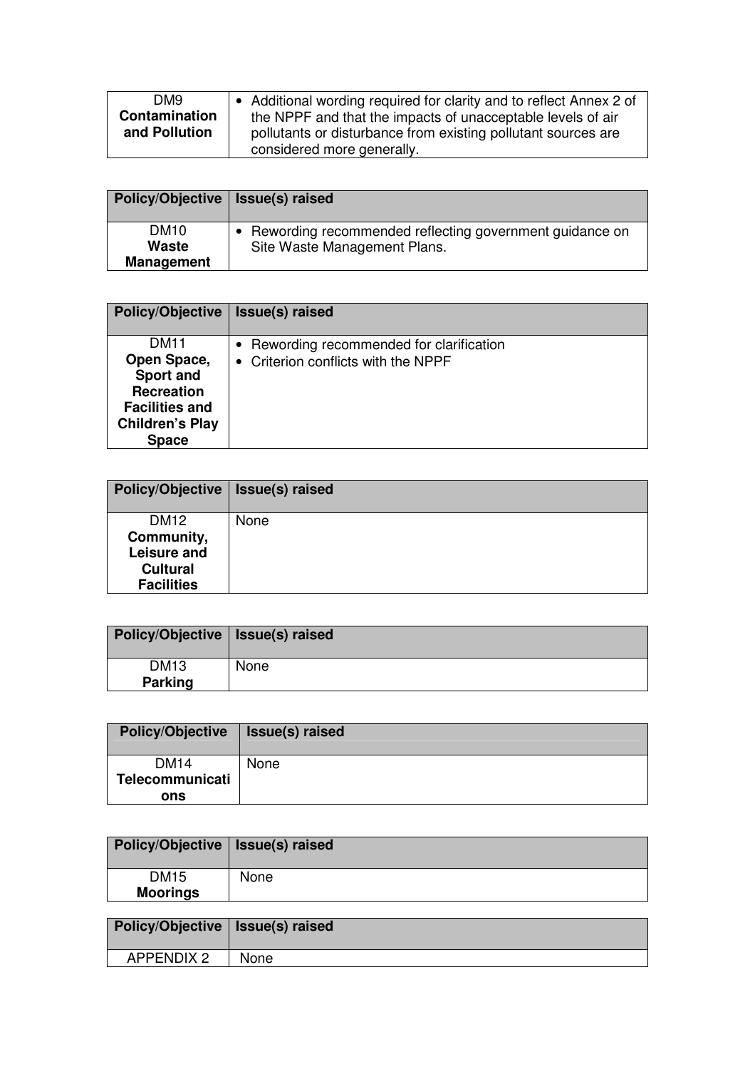| | |
|---|---|
| DM9 **Contamination and Pollution** | • Additional wording required for clarity and to reflect Annex 2 of the NPPF and that the impacts of unacceptable levels of air pollutants or disturbance from existing pollutant sources are considered more generally. |

| Policy/Objective | Issue(s) raised |
|---|---|
| DM10 **Waste Management** | • Rewording recommended reflecting government guidance on Site Waste Management Plans. |

| Policy/Objective | Issue(s) raised |
|---|---|
| DM11 **Open Space, Sport and Recreation Facilities and Children's Play Space** | • Rewording recommended for clarification<br>• Criterion conflicts with the NPPF |

| Policy/Objective | Issue(s) raised |
|---|---|
| DM12 **Community, Leisure and Cultural Facilities** | None |

| Policy/Objective | Issue(s) raised |
|---|---|
| DM13 **Parking** | None |

| Policy/Objective | Issue(s) raised |
|---|---|
| DM14 **Telecommunications** | None |

| Policy/Objective | Issue(s) raised |
|---|---|
| DM15 **Moorings** | None |

| Policy/Objective | Issue(s) raised |
|---|---|
| APPENDIX 2 | None |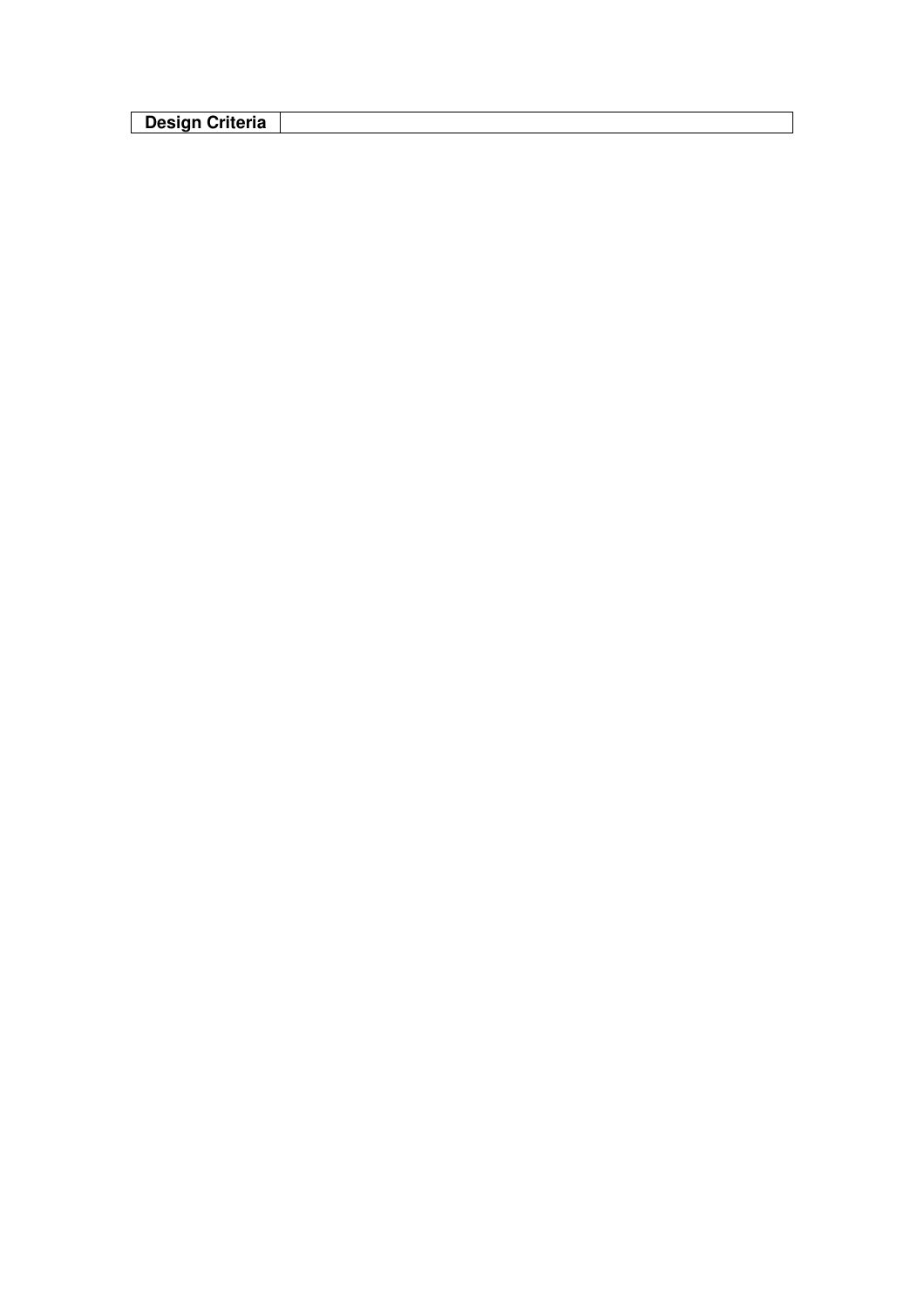| Design Criteria | |
| --- | --- |